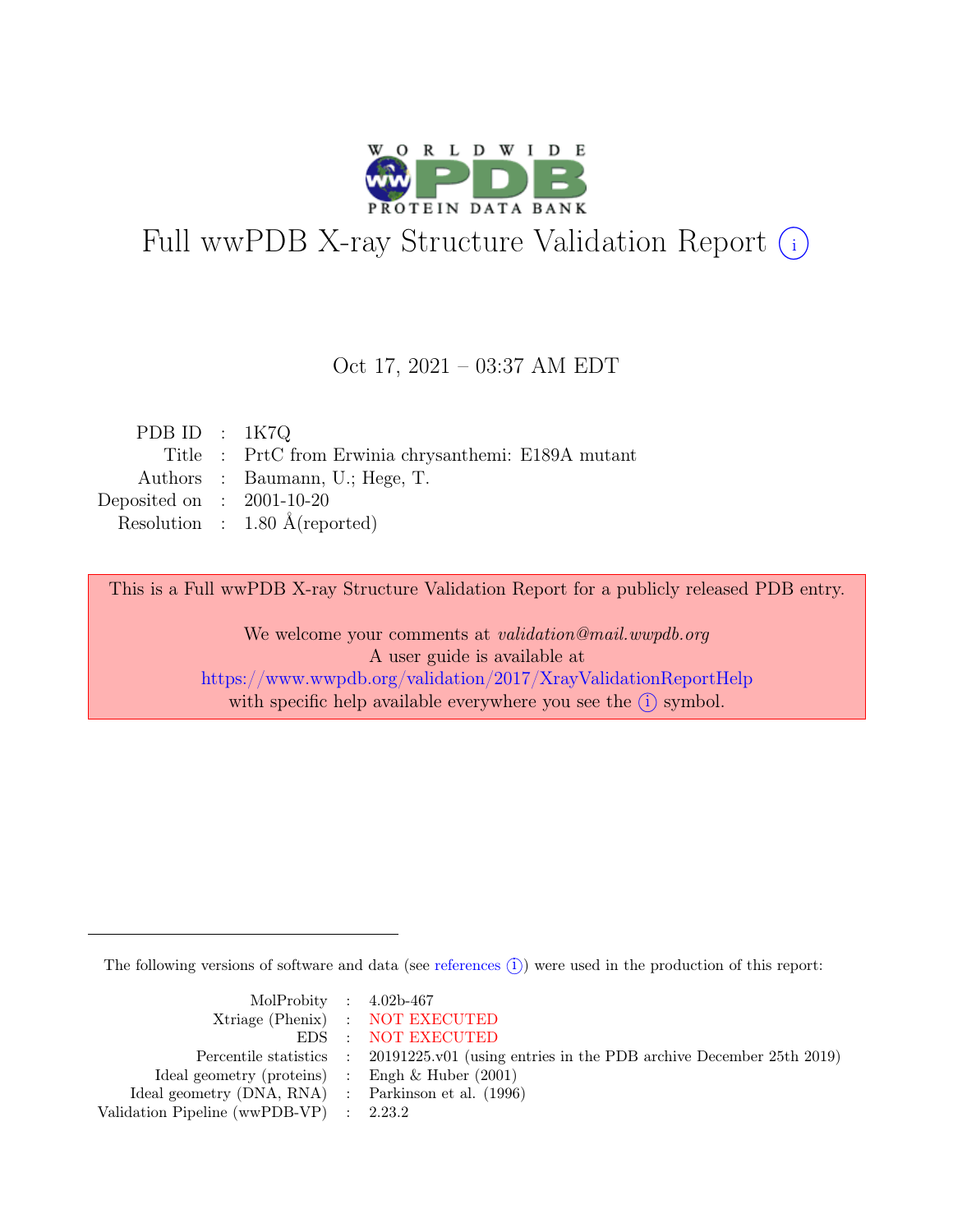# Full wwPDB X-ray Structure Validation Report ⓘ

Oct 17, 2021 – 03:37 AM EDT

| | | |
|---|---|---|
| PDB ID | : | 1K7Q |
| Title | : | PrtC from Erwinia chrysanthemi: E189A mutant |
| Authors | : | Baumann, U.; Hege, T. |
| Deposited on | : | 2001-10-20 |
| Resolution | : | 1.80 Å(reported) |

This is a Full wwPDB X-ray Structure Validation Report for a publicly released PDB entry.

We welcome your comments at *validation@mail.wwpdb.org*
A user guide is available at
https://www.wwpdb.org/validation/2017/XrayValidationReportHelp
with specific help available everywhere you see the ⓘ symbol.

The following versions of software and data (see references ⓘ) were used in the production of this report:

| | | |
|---|---|---|
| MolProbity | : | 4.02b-467 |
| Xtriage (Phenix) | : | NOT EXECUTED |
| EDS | : | NOT EXECUTED |
| Percentile statistics | : | 20191225.v01 (using entries in the PDB archive December 25th 2019) |
| Ideal geometry (proteins) | : | Engh & Huber (2001) |
| Ideal geometry (DNA, RNA) | : | Parkinson et al. (1996) |
| Validation Pipeline (wwPDB-VP) | : | 2.23.2 |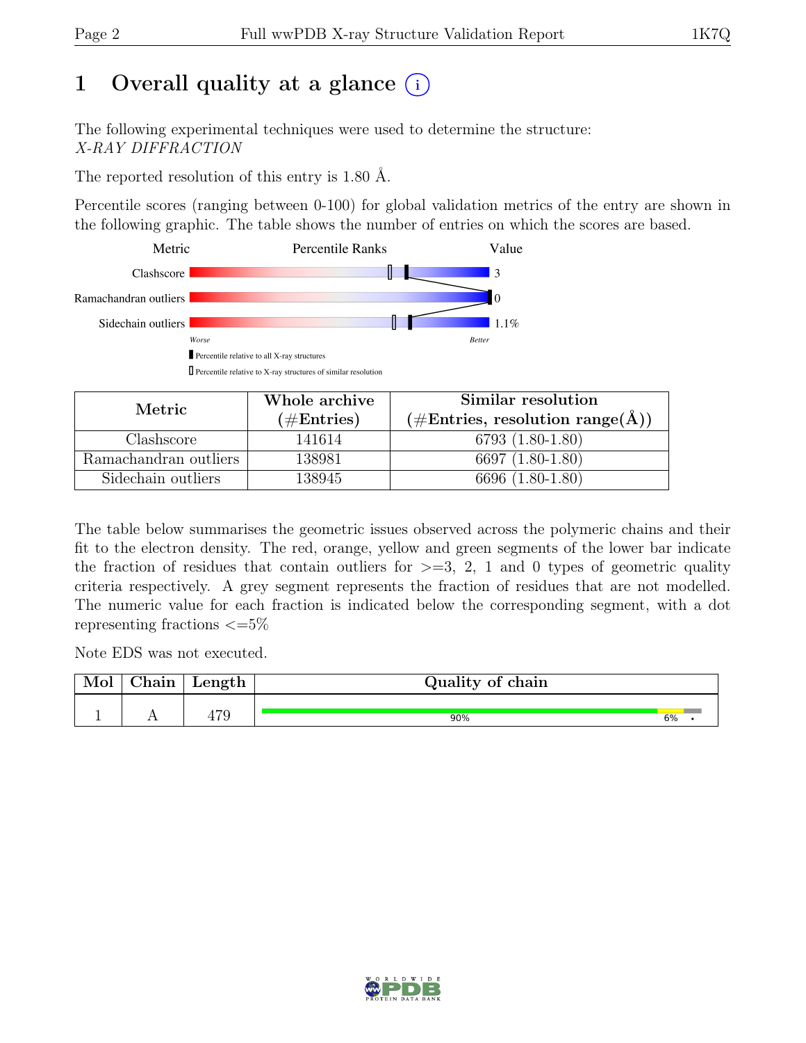# 1 Overall quality at a glance (i)

The following experimental techniques were used to determine the structure: *X-RAY DIFFRACTION*

The reported resolution of this entry is 1.80 Å.

Percentile scores (ranging between 0-100) for global validation metrics of the entry are shown in the following graphic. The table shows the number of entries on which the scores are based.

| Metric | Value |
|---|---|
| Clashscore | 3 |
| Ramachandran outliers | 0 |
| Sidechain outliers | 1.1% |

Worse — Better

▮ Percentile relative to all X-ray structures

▯ Percentile relative to X-ray structures of similar resolution

| Metric | Whole archive (#Entries) | Similar resolution (#Entries, resolution range(Å)) |
|---|---|---|
| Clashscore | 141614 | 6793 (1.80-1.80) |
| Ramachandran outliers | 138981 | 6697 (1.80-1.80) |
| Sidechain outliers | 138945 | 6696 (1.80-1.80) |

The table below summarises the geometric issues observed across the polymeric chains and their fit to the electron density. The red, orange, yellow and green segments of the lower bar indicate the fraction of residues that contain outliers for >=3, 2, 1 and 0 types of geometric quality criteria respectively. A grey segment represents the fraction of residues that are not modelled. The numeric value for each fraction is indicated below the corresponding segment, with a dot representing fractions <=5%

Note EDS was not executed.

| Mol | Chain | Length | Quality of chain |
|---|---|---|---|
| 1 | A | 479 | 90% / 6% / • |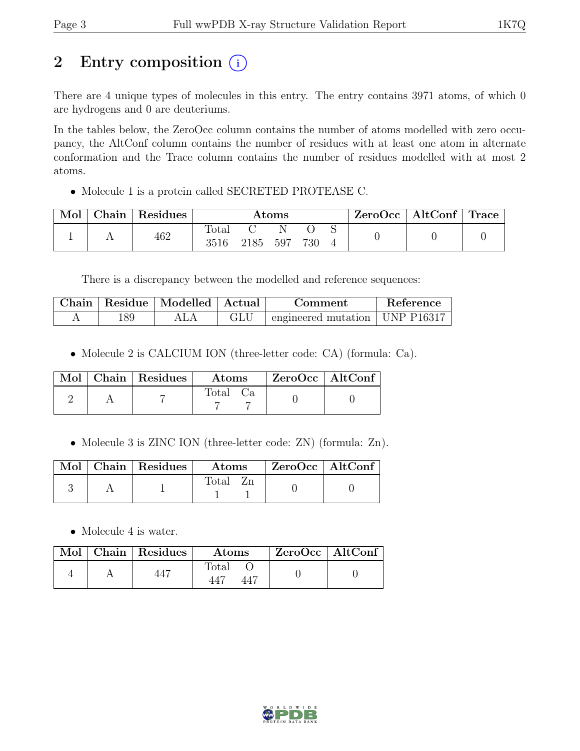# 2 Entry composition

There are 4 unique types of molecules in this entry. The entry contains 3971 atoms, of which 0 are hydrogens and 0 are deuteriums.

In the tables below, the ZeroOcc column contains the number of atoms modelled with zero occupancy, the AltConf column contains the number of residues with at least one atom in alternate conformation and the Trace column contains the number of residues modelled with at most 2 atoms.

- Molecule 1 is a protein called SECRETED PROTEASE C.

| Mol | Chain | Residues | Atoms | | | | | ZeroOcc | AltConf | Trace |
|---|---|---|---|---|---|---|---|---|---|---|
| | | | Total | C | N | O | S | | | |
| 1 | A | 462 | 3516 | 2185 | 597 | 730 | 4 | 0 | 0 | 0 |

There is a discrepancy between the modelled and reference sequences:

| Chain | Residue | Modelled | Actual | Comment | Reference |
|---|---|---|---|---|---|
| A | 189 | ALA | GLU | engineered mutation | UNP P16317 |

- Molecule 2 is CALCIUM ION (three-letter code: CA) (formula: Ca).

| Mol | Chain | Residues | Atoms | | ZeroOcc | AltConf |
|---|---|---|---|---|---|---|
| | | | Total | Ca | | |
| 2 | A | 7 | 7 | 7 | 0 | 0 |

- Molecule 3 is ZINC ION (three-letter code: ZN) (formula: Zn).

| Mol | Chain | Residues | Atoms | | ZeroOcc | AltConf |
|---|---|---|---|---|---|---|
| | | | Total | Zn | | |
| 3 | A | 1 | 1 | 1 | 0 | 0 |

- Molecule 4 is water.

| Mol | Chain | Residues | Atoms | | ZeroOcc | AltConf |
|---|---|---|---|---|---|---|
| | | | Total | O | | |
| 4 | A | 447 | 447 | 447 | 0 | 0 |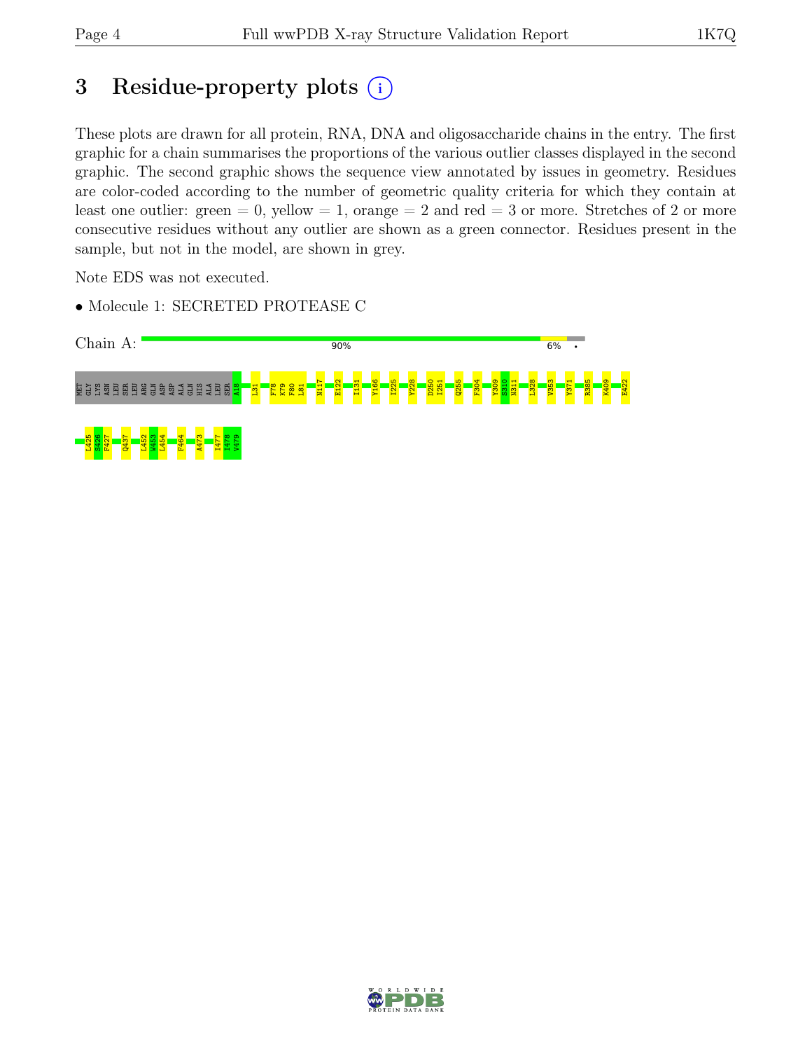# 3 Residue-property plots

These plots are drawn for all protein, RNA, DNA and oligosaccharide chains in the entry. The first graphic for a chain summarises the proportions of the various outlier classes displayed in the second graphic. The second graphic shows the sequence view annotated by issues in geometry. Residues are color-coded according to the number of geometric quality criteria for which they contain at least one outlier: green = 0, yellow = 1, orange = 2 and red = 3 or more. Stretches of 2 or more consecutive residues without any outlier are shown as a green connector. Residues present in the sample, but not in the model, are shown in grey.

Note EDS was not executed.

- Molecule 1: SECRETED PROTEASE C

Chain A: 90% 6% •

MET GLY LYS ASN LEU SER LEU ARG GLN ASP ASP ALA GLN HIS ALA LEU SER A18 L31 F78 K79 F80 L81 N117 E122 I131 Y166 I225 Y228 D250 I251 Q255 F304 Y309 S310 N311 L328 V353 Y371 R385 K409 E422

L425 S426 F427 Q437 L452 W453 L454 F464 A473 I477 I478 V479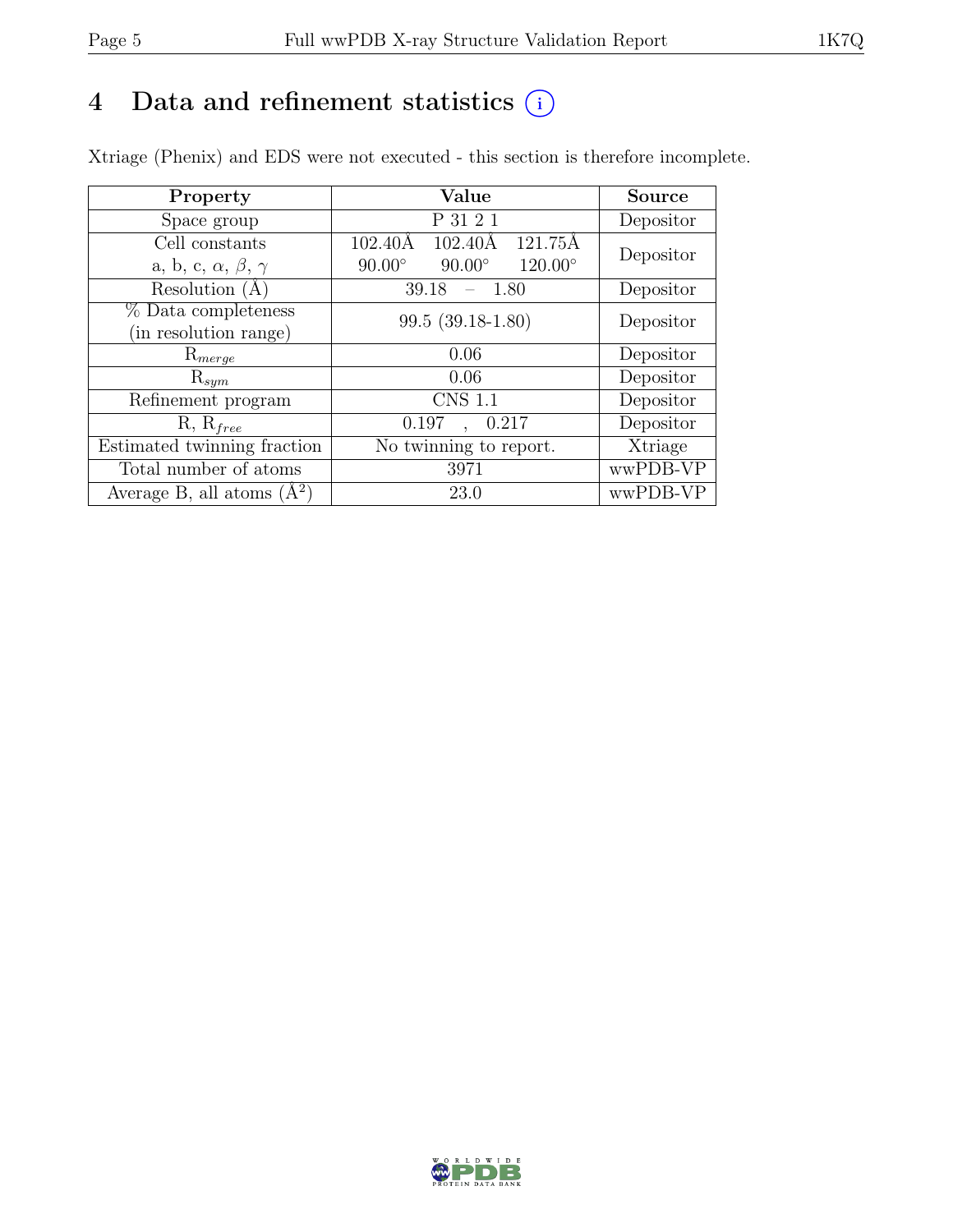# 4 Data and refinement statistics

Xtriage (Phenix) and EDS were not executed - this section is therefore incomplete.

| Property | Value | Source |
|---|---|---|
| Space group | P 31 2 1 | Depositor |
| Cell constants<br>a, b, c, $\alpha$, $\beta$, $\gamma$ | 102.40Å 102.40Å 121.75Å<br>90.00° 90.00° 120.00° | Depositor |
| Resolution (Å) | 39.18 – 1.80 | Depositor |
| % Data completeness<br>(in resolution range) | 99.5 (39.18-1.80) | Depositor |
| $R_{merge}$ | 0.06 | Depositor |
| $R_{sym}$ | 0.06 | Depositor |
| Refinement program | CNS 1.1 | Depositor |
| R, $R_{free}$ | 0.197 , 0.217 | Depositor |
| Estimated twinning fraction | No twinning to report. | Xtriage |
| Total number of atoms | 3971 | wwPDB-VP |
| Average B, all atoms ($Å^2$) | 23.0 | wwPDB-VP |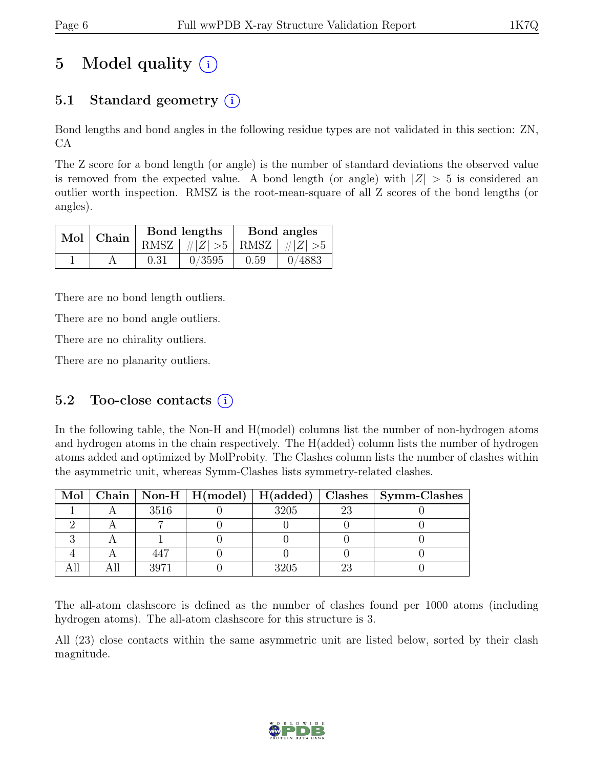# 5 Model quality (i)

## 5.1 Standard geometry (i)

Bond lengths and bond angles in the following residue types are not validated in this section: ZN, CA

The Z score for a bond length (or angle) is the number of standard deviations the observed value is removed from the expected value. A bond length (or angle) with $|Z| > 5$ is considered an outlier worth inspection. RMSZ is the root-mean-square of all Z scores of the bond lengths (or angles).

| Mol | Chain | Bond lengths | | Bond angles | |
|---|---|---|---|---|---|
| | | RMSZ | $\#\|Z\| > 5$ | RMSZ | $\#\|Z\| > 5$ |
| 1 | A | 0.31 | 0/3595 | 0.59 | 0/4883 |

There are no bond length outliers.

There are no bond angle outliers.

There are no chirality outliers.

There are no planarity outliers.

## 5.2 Too-close contacts (i)

In the following table, the Non-H and H(model) columns list the number of non-hydrogen atoms and hydrogen atoms in the chain respectively. The H(added) column lists the number of hydrogen atoms added and optimized by MolProbity. The Clashes column lists the number of clashes within the asymmetric unit, whereas Symm-Clashes lists symmetry-related clashes.

| Mol | Chain | Non-H | H(model) | H(added) | Clashes | Symm-Clashes |
|---|---|---|---|---|---|---|
| 1 | A | 3516 | 0 | 3205 | 23 | 0 |
| 2 | A | 7 | 0 | 0 | 0 | 0 |
| 3 | A | 1 | 0 | 0 | 0 | 0 |
| 4 | A | 447 | 0 | 0 | 0 | 0 |
| All | All | 3971 | 0 | 3205 | 23 | 0 |

The all-atom clashscore is defined as the number of clashes found per 1000 atoms (including hydrogen atoms). The all-atom clashscore for this structure is 3.

All (23) close contacts within the same asymmetric unit are listed below, sorted by their clash magnitude.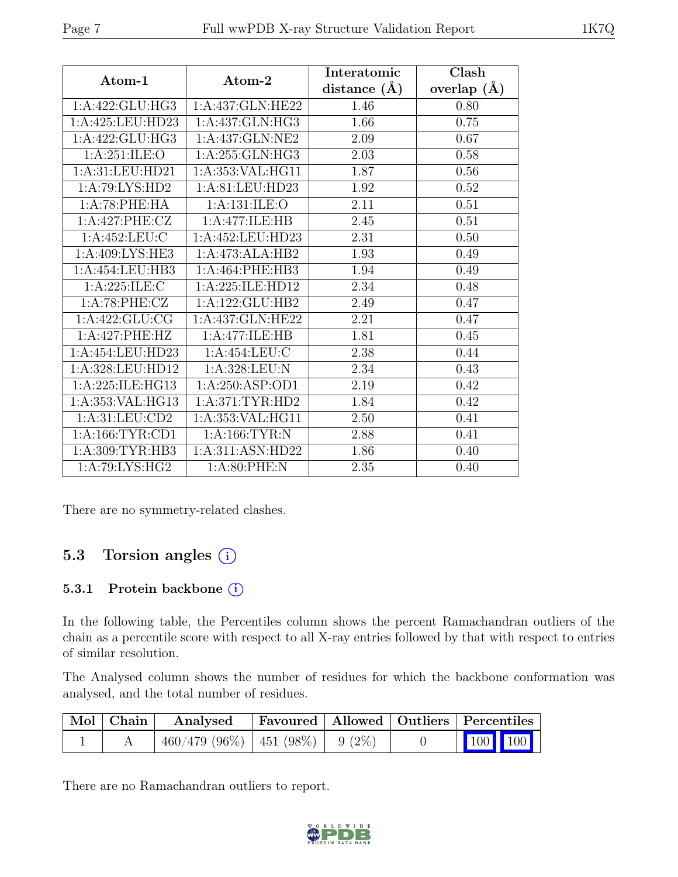| Atom-1 | Atom-2 | Interatomic distance (Å) | Clash overlap (Å) |
| --- | --- | --- | --- |
| 1:A:422:GLU:HG3 | 1:A:437:GLN:HE22 | 1.46 | 0.80 |
| 1:A:425:LEU:HD23 | 1:A:437:GLN:HG3 | 1.66 | 0.75 |
| 1:A:422:GLU:HG3 | 1:A:437:GLN:NE2 | 2.09 | 0.67 |
| 1:A:251:ILE:O | 1:A:255:GLN:HG3 | 2.03 | 0.58 |
| 1:A:31:LEU:HD21 | 1:A:353:VAL:HG11 | 1.87 | 0.56 |
| 1:A:79:LYS:HD2 | 1:A:81:LEU:HD23 | 1.92 | 0.52 |
| 1:A:78:PHE:HA | 1:A:131:ILE:O | 2.11 | 0.51 |
| 1:A:427:PHE:CZ | 1:A:477:ILE:HB | 2.45 | 0.51 |
| 1:A:452:LEU:C | 1:A:452:LEU:HD23 | 2.31 | 0.50 |
| 1:A:409:LYS:HE3 | 1:A:473:ALA:HB2 | 1.93 | 0.49 |
| 1:A:454:LEU:HB3 | 1:A:464:PHE:HB3 | 1.94 | 0.49 |
| 1:A:225:ILE:C | 1:A:225:ILE:HD12 | 2.34 | 0.48 |
| 1:A:78:PHE:CZ | 1:A:122:GLU:HB2 | 2.49 | 0.47 |
| 1:A:422:GLU:CG | 1:A:437:GLN:HE22 | 2.21 | 0.47 |
| 1:A:427:PHE:HZ | 1:A:477:ILE:HB | 1.81 | 0.45 |
| 1:A:454:LEU:HD23 | 1:A:454:LEU:C | 2.38 | 0.44 |
| 1:A:328:LEU:HD12 | 1:A:328:LEU:N | 2.34 | 0.43 |
| 1:A:225:ILE:HG13 | 1:A:250:ASP:OD1 | 2.19 | 0.42 |
| 1:A:353:VAL:HG13 | 1:A:371:TYR:HD2 | 1.84 | 0.42 |
| 1:A:31:LEU:CD2 | 1:A:353:VAL:HG11 | 2.50 | 0.41 |
| 1:A:166:TYR:CD1 | 1:A:166:TYR:N | 2.88 | 0.41 |
| 1:A:309:TYR:HB3 | 1:A:311:ASN:HD22 | 1.86 | 0.40 |
| 1:A:79:LYS:HG2 | 1:A:80:PHE:N | 2.35 | 0.40 |

There are no symmetry-related clashes.

## 5.3 Torsion angles

### 5.3.1 Protein backbone

In the following table, the Percentiles column shows the percent Ramachandran outliers of the chain as a percentile score with respect to all X-ray entries followed by that with respect to entries of similar resolution.

The Analysed column shows the number of residues for which the backbone conformation was analysed, and the total number of residues.

| Mol | Chain | Analysed | Favoured | Allowed | Outliers | Percentiles | |
| --- | --- | --- | --- | --- | --- | --- | --- |
| 1 | A | 460/479 (96%) | 451 (98%) | 9 (2%) | 0 | 100 | 100 |

There are no Ramachandran outliers to report.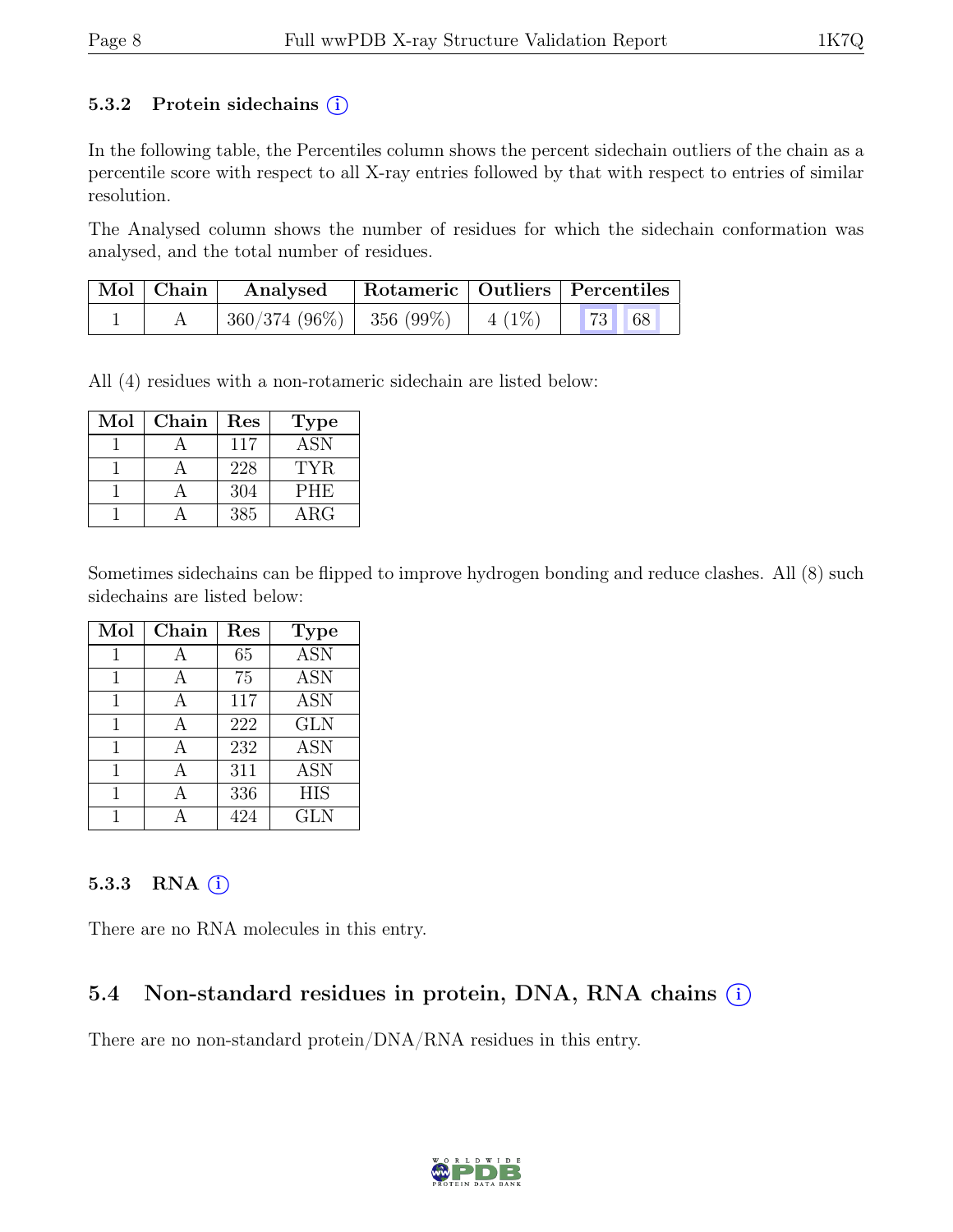### 5.3.2 Protein sidechains (i)

In the following table, the Percentiles column shows the percent sidechain outliers of the chain as a percentile score with respect to all X-ray entries followed by that with respect to entries of similar resolution.

The Analysed column shows the number of residues for which the sidechain conformation was analysed, and the total number of residues.

| Mol | Chain | Analysed | Rotameric | Outliers | Percentiles |
|---|---|---|---|---|---|
| 1 | A | 360/374 (96%) | 356 (99%) | 4 (1%) | 73 68 |

All (4) residues with a non-rotameric sidechain are listed below:

| Mol | Chain | Res | Type |
|---|---|---|---|
| 1 | A | 117 | ASN |
| 1 | A | 228 | TYR |
| 1 | A | 304 | PHE |
| 1 | A | 385 | ARG |

Sometimes sidechains can be flipped to improve hydrogen bonding and reduce clashes. All (8) such sidechains are listed below:

| Mol | Chain | Res | Type |
|---|---|---|---|
| 1 | A | 65 | ASN |
| 1 | A | 75 | ASN |
| 1 | A | 117 | ASN |
| 1 | A | 222 | GLN |
| 1 | A | 232 | ASN |
| 1 | A | 311 | ASN |
| 1 | A | 336 | HIS |
| 1 | A | 424 | GLN |

### 5.3.3 RNA (i)

There are no RNA molecules in this entry.

## 5.4 Non-standard residues in protein, DNA, RNA chains (i)

There are no non-standard protein/DNA/RNA residues in this entry.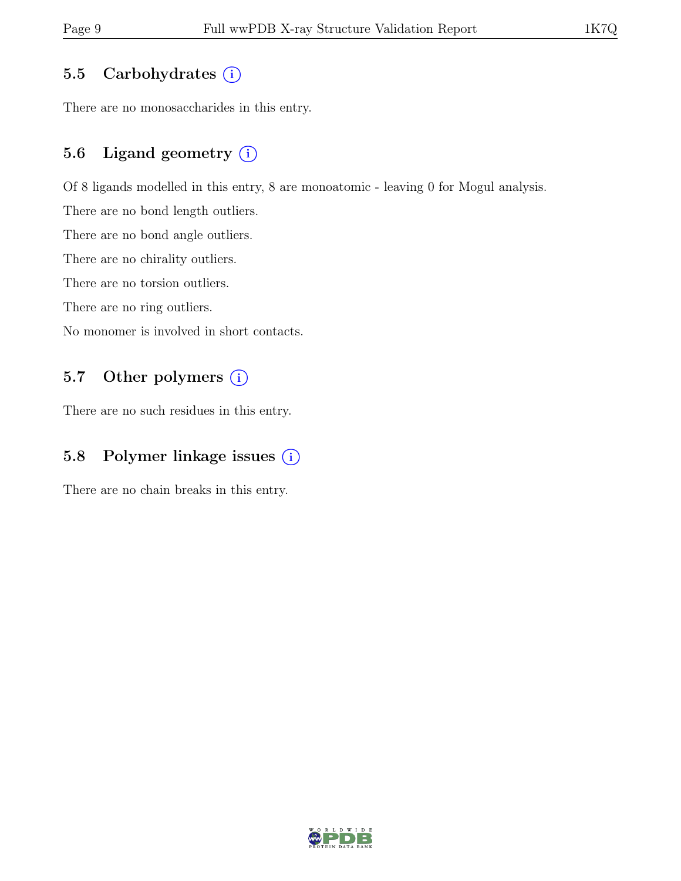## 5.5 Carbohydrates (i)

There are no monosaccharides in this entry.

## 5.6 Ligand geometry (i)

Of 8 ligands modelled in this entry, 8 are monoatomic - leaving 0 for Mogul analysis.

There are no bond length outliers.

There are no bond angle outliers.

There are no chirality outliers.

There are no torsion outliers.

There are no ring outliers.

No monomer is involved in short contacts.

## 5.7 Other polymers (i)

There are no such residues in this entry.

## 5.8 Polymer linkage issues (i)

There are no chain breaks in this entry.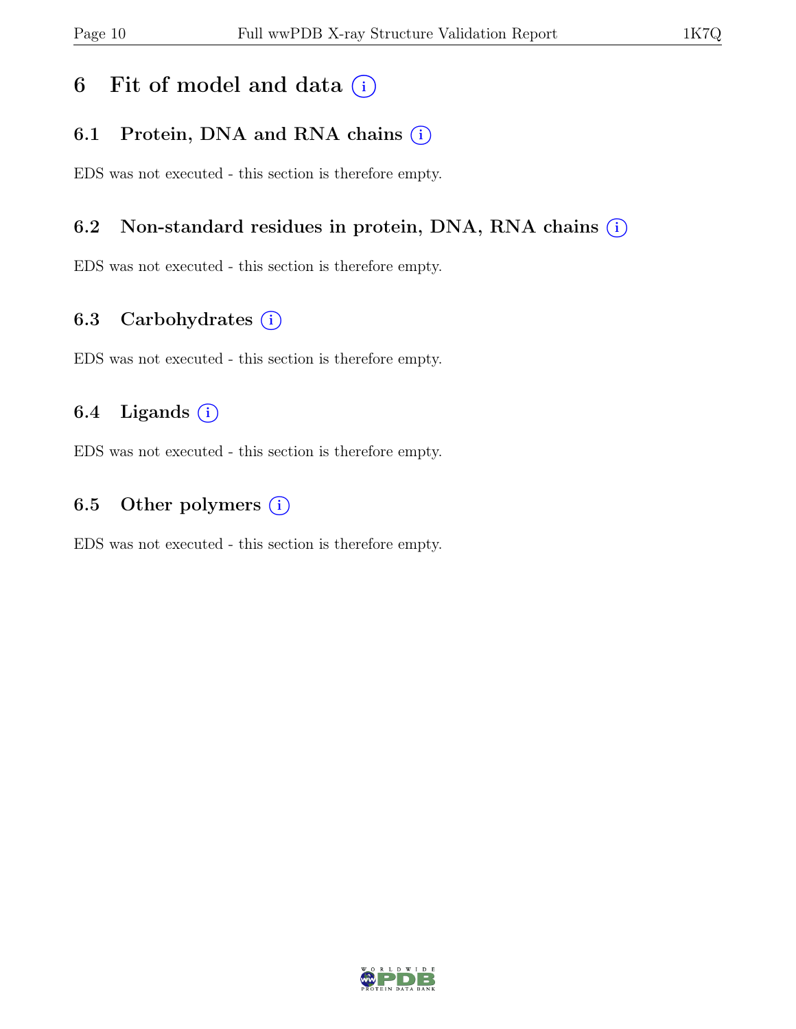# 6 Fit of model and data (i)

## 6.1 Protein, DNA and RNA chains (i)

EDS was not executed - this section is therefore empty.

## 6.2 Non-standard residues in protein, DNA, RNA chains (i)

EDS was not executed - this section is therefore empty.

## 6.3 Carbohydrates (i)

EDS was not executed - this section is therefore empty.

## 6.4 Ligands (i)

EDS was not executed - this section is therefore empty.

## 6.5 Other polymers (i)

EDS was not executed - this section is therefore empty.